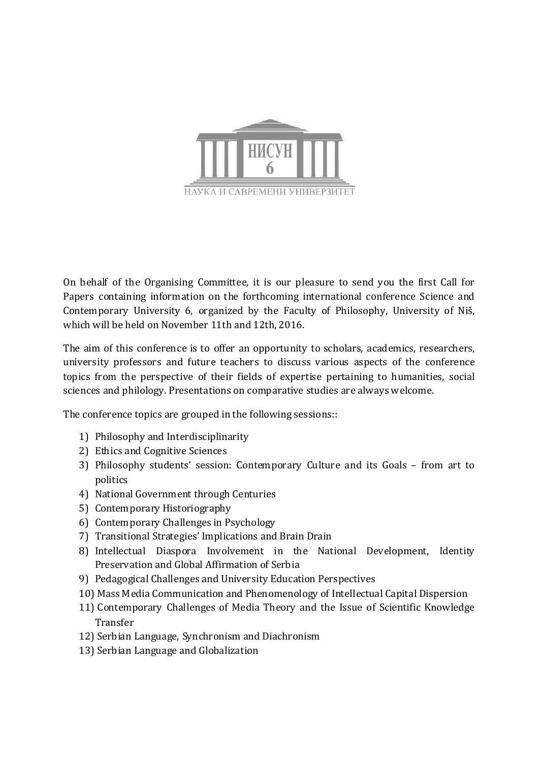НИСУН 6

НАУКА И САВРЕМЕНИ УНИВЕРЗИТЕТ

On behalf of the Organising Committee, it is our pleasure to send you the first Call for Papers containing information on the forthcoming international conference Science and Contemporary University 6, organized by the Faculty of Philosophy, University of Niš, which will be held on November 11th and 12th, 2016.

The aim of this conference is to offer an opportunity to scholars, academics, researchers, university professors and future teachers to discuss various aspects of the conference topics from the perspective of their fields of expertise pertaining to humanities, social sciences and philology. Presentations on comparative studies are always welcome.

The conference topics are grouped in the following sessions::

1) Philosophy and Interdisciplinarity
2) Ethics and Cognitive Sciences
3) Philosophy students' session: Contemporary Culture and its Goals – from art to politics
4) National Government through Centuries
5) Contemporary Historiography
6) Contemporary Challenges in Psychology
7) Transitional Strategies' Implications and Brain Drain
8) Intellectual Diaspora Involvement in the National Development, Identity Preservation and Global Affirmation of Serbia
9) Pedagogical Challenges and University Education Perspectives
10) Mass Media Communication and Phenomenology of Intellectual Capital Dispersion
11) Contemporary Challenges of Media Theory and the Issue of Scientific Knowledge Transfer
12) Serbian Language, Synchronism and Diachronism
13) Serbian Language and Globalization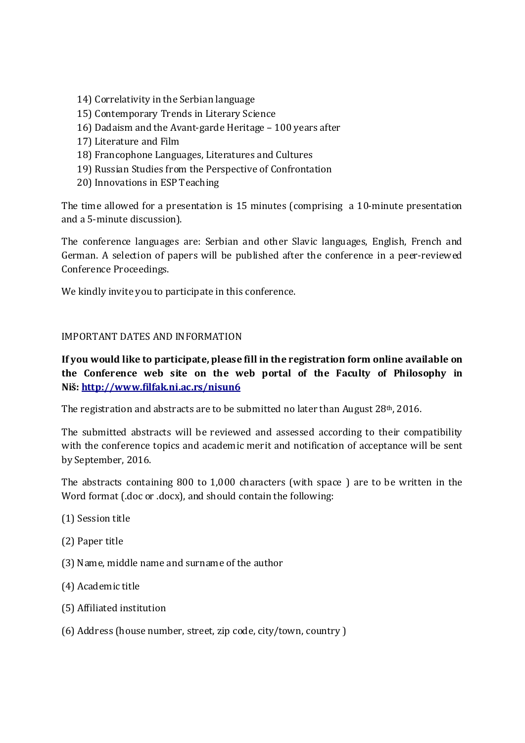14) Correlativity in the Serbian language
15) Contemporary Trends in Literary Science
16) Dadaism and the Avant-garde Heritage – 100 years after
17) Literature and Film
18) Francophone Languages, Literatures and Cultures
19) Russian Studies from the Perspective of Confrontation
20) Innovations in ESP Teaching

The time allowed for a presentation is 15 minutes (comprising a 10-minute presentation and a 5-minute discussion).

The conference languages are: Serbian and other Slavic languages, English, French and German. A selection of papers will be published after the conference in a peer-reviewed Conference Proceedings.

We kindly invite you to participate in this conference.

IMPORTANT DATES AND INFORMATION

**If you would like to participate, please fill in the registration form online available on the Conference web site on the web portal of the Faculty of Philosophy in Niš: [http://www.filfak.ni.ac.rs/nisun6](http://www.filfak.ni.ac.rs/nisun6)**

The registration and abstracts are to be submitted no later than August 28th, 2016.

The submitted abstracts will be reviewed and assessed according to their compatibility with the conference topics and academic merit and notification of acceptance will be sent by September, 2016.

The abstracts containing 800 to 1,000 characters (with space ) are to be written in the Word format (.doc or .docx), and should contain the following:

(1) Session title

(2) Paper title

(3) Name, middle name and surname of the author

(4) Academic title

(5) Affiliated institution

(6) Address (house number, street, zip code, city/town, country )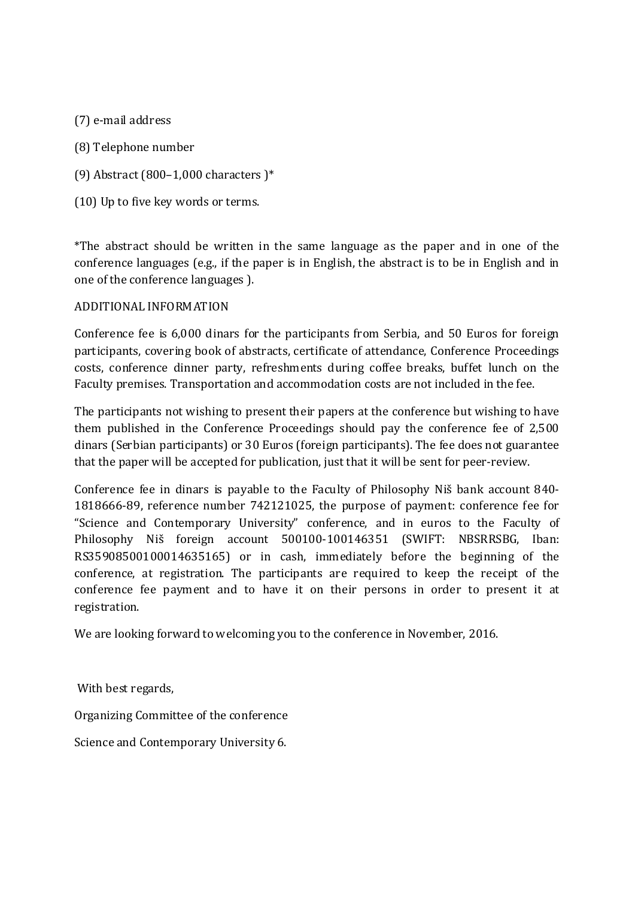(7) e-mail address

(8) Telephone number

(9) Abstract (800–1,000 characters )*

(10) Up to five key words or terms.

*The abstract should be written in the same language as the paper and in one of the conference languages (e.g., if the paper is in English, the abstract is to be in English and in one of the conference languages ).

ADDITIONAL INFORMATION

Conference fee is 6,000 dinars for the participants from Serbia, and 50 Euros for foreign participants, covering book of abstracts, certificate of attendance, Conference Proceedings costs, conference dinner party, refreshments during coffee breaks, buffet lunch on the Faculty premises. Transportation and accommodation costs are not included in the fee.

The participants not wishing to present their papers at the conference but wishing to have them published in the Conference Proceedings should pay the conference fee of 2,500 dinars (Serbian participants) or 30 Euros (foreign participants). The fee does not guarantee that the paper will be accepted for publication, just that it will be sent for peer-review.

Conference fee in dinars is payable to the Faculty of Philosophy Niš bank account 840-1818666-89, reference number 742121025, the purpose of payment: conference fee for "Science and Contemporary University" conference, and in euros to the Faculty of Philosophy Niš foreign account 500100-100146351 (SWIFT: NBSRRSBG, Iban: RS35908500100014635165) or in cash, immediately before the beginning of the conference, at registration. The participants are required to keep the receipt of the conference fee payment and to have it on their persons in order to present it at registration.

We are looking forward to welcoming you to the conference in November, 2016.

With best regards,

Organizing Committee of the conference

Science and Contemporary University 6.